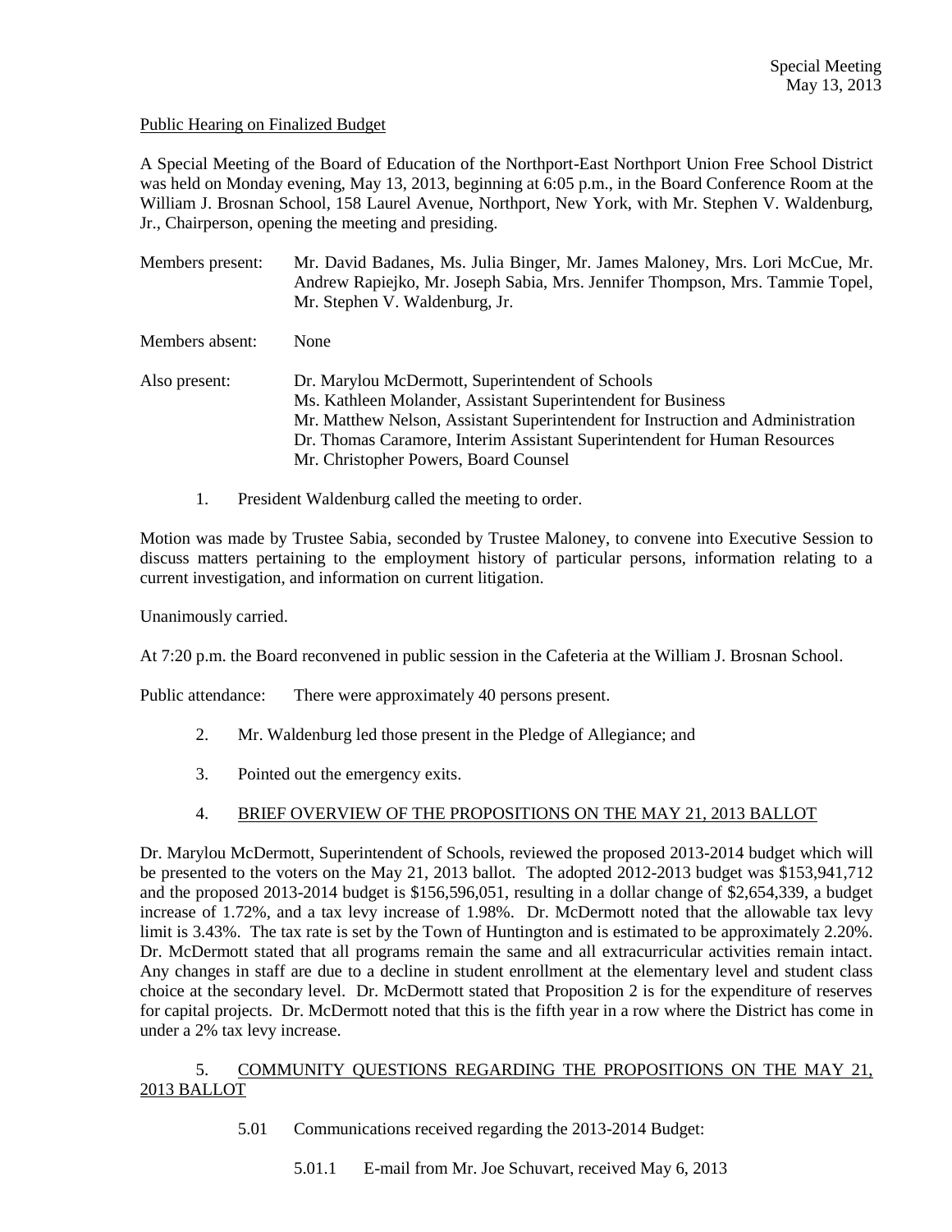Special Meeting
May 13, 2013

Public Hearing on Finalized Budget

A Special Meeting of the Board of Education of the Northport-East Northport Union Free School District was held on Monday evening, May 13, 2013, beginning at 6:05 p.m., in the Board Conference Room at the William J. Brosnan School, 158 Laurel Avenue, Northport, New York, with Mr. Stephen V. Waldenburg, Jr., Chairperson, opening the meeting and presiding.

Members present: Mr. David Badanes, Ms. Julia Binger, Mr. James Maloney, Mrs. Lori McCue, Mr. Andrew Rapiejko, Mr. Joseph Sabia, Mrs. Jennifer Thompson, Mrs. Tammie Topel, Mr. Stephen V. Waldenburg, Jr.

Members absent: None

Also present: Dr. Marylou McDermott, Superintendent of Schools
Ms. Kathleen Molander, Assistant Superintendent for Business
Mr. Matthew Nelson, Assistant Superintendent for Instruction and Administration
Dr. Thomas Caramore, Interim Assistant Superintendent for Human Resources
Mr. Christopher Powers, Board Counsel

1. President Waldenburg called the meeting to order.

Motion was made by Trustee Sabia, seconded by Trustee Maloney, to convene into Executive Session to discuss matters pertaining to the employment history of particular persons, information relating to a current investigation, and information on current litigation.

Unanimously carried.

At 7:20 p.m. the Board reconvened in public session in the Cafeteria at the William J. Brosnan School.

Public attendance: There were approximately 40 persons present.

2. Mr. Waldenburg led those present in the Pledge of Allegiance; and

3. Pointed out the emergency exits.

4. BRIEF OVERVIEW OF THE PROPOSITIONS ON THE MAY 21, 2013 BALLOT

Dr. Marylou McDermott, Superintendent of Schools, reviewed the proposed 2013-2014 budget which will be presented to the voters on the May 21, 2013 ballot. The adopted 2012-2013 budget was $153,941,712 and the proposed 2013-2014 budget is $156,596,051, resulting in a dollar change of $2,654,339, a budget increase of 1.72%, and a tax levy increase of 1.98%. Dr. McDermott noted that the allowable tax levy limit is 3.43%. The tax rate is set by the Town of Huntington and is estimated to be approximately 2.20%. Dr. McDermott stated that all programs remain the same and all extracurricular activities remain intact. Any changes in staff are due to a decline in student enrollment at the elementary level and student class choice at the secondary level. Dr. McDermott stated that Proposition 2 is for the expenditure of reserves for capital projects. Dr. McDermott noted that this is the fifth year in a row where the District has come in under a 2% tax levy increase.

5. COMMUNITY QUESTIONS REGARDING THE PROPOSITIONS ON THE MAY 21, 2013 BALLOT

5.01 Communications received regarding the 2013-2014 Budget:

5.01.1 E-mail from Mr. Joe Schuvart, received May 6, 2013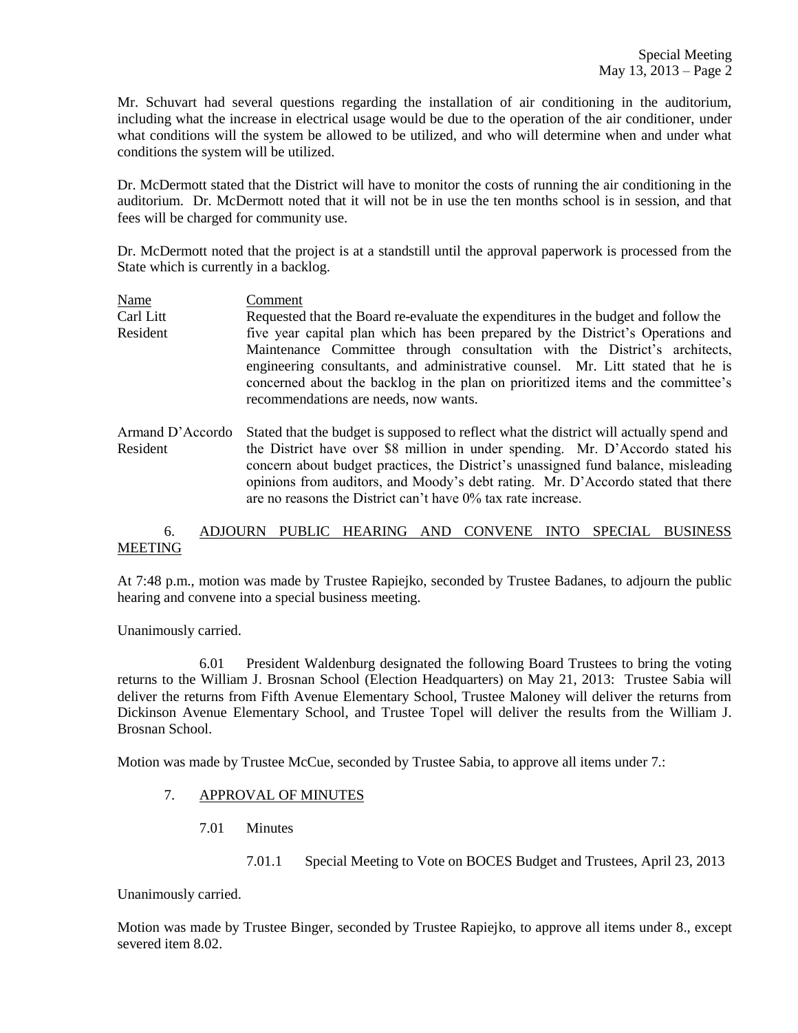Mr. Schuvart had several questions regarding the installation of air conditioning in the auditorium, including what the increase in electrical usage would be due to the operation of the air conditioner, under what conditions will the system be allowed to be utilized, and who will determine when and under what conditions the system will be utilized.

Dr. McDermott stated that the District will have to monitor the costs of running the air conditioning in the auditorium. Dr. McDermott noted that it will not be in use the ten months school is in session, and that fees will be charged for community use.

Dr. McDermott noted that the project is at a standstill until the approval paperwork is processed from the State which is currently in a backlog.

| Name | Comment |
|---|---|
| Carl Litt<br>Resident | Requested that the Board re-evaluate the expenditures in the budget and follow the five year capital plan which has been prepared by the District's Operations and Maintenance Committee through consultation with the District's architects, engineering consultants, and administrative counsel. Mr. Litt stated that he is concerned about the backlog in the plan on prioritized items and the committee's recommendations are needs, now wants. |
| Armand D'Accordo<br>Resident | Stated that the budget is supposed to reflect what the district will actually spend and the District have over $8 million in under spending. Mr. D'Accordo stated his concern about budget practices, the District's unassigned fund balance, misleading opinions from auditors, and Moody's debt rating. Mr. D'Accordo stated that there are no reasons the District can't have 0% tax rate increase. |

6. ADJOURN PUBLIC HEARING AND CONVENE INTO SPECIAL BUSINESS MEETING

At 7:48 p.m., motion was made by Trustee Rapiejko, seconded by Trustee Badanes, to adjourn the public hearing and convene into a special business meeting.

Unanimously carried.

6.01 President Waldenburg designated the following Board Trustees to bring the voting returns to the William J. Brosnan School (Election Headquarters) on May 21, 2013: Trustee Sabia will deliver the returns from Fifth Avenue Elementary School, Trustee Maloney will deliver the returns from Dickinson Avenue Elementary School, and Trustee Topel will deliver the results from the William J. Brosnan School.

Motion was made by Trustee McCue, seconded by Trustee Sabia, to approve all items under 7.:

7. APPROVAL OF MINUTES

7.01 Minutes

7.01.1 Special Meeting to Vote on BOCES Budget and Trustees, April 23, 2013

Unanimously carried.

Motion was made by Trustee Binger, seconded by Trustee Rapiejko, to approve all items under 8., except severed item 8.02.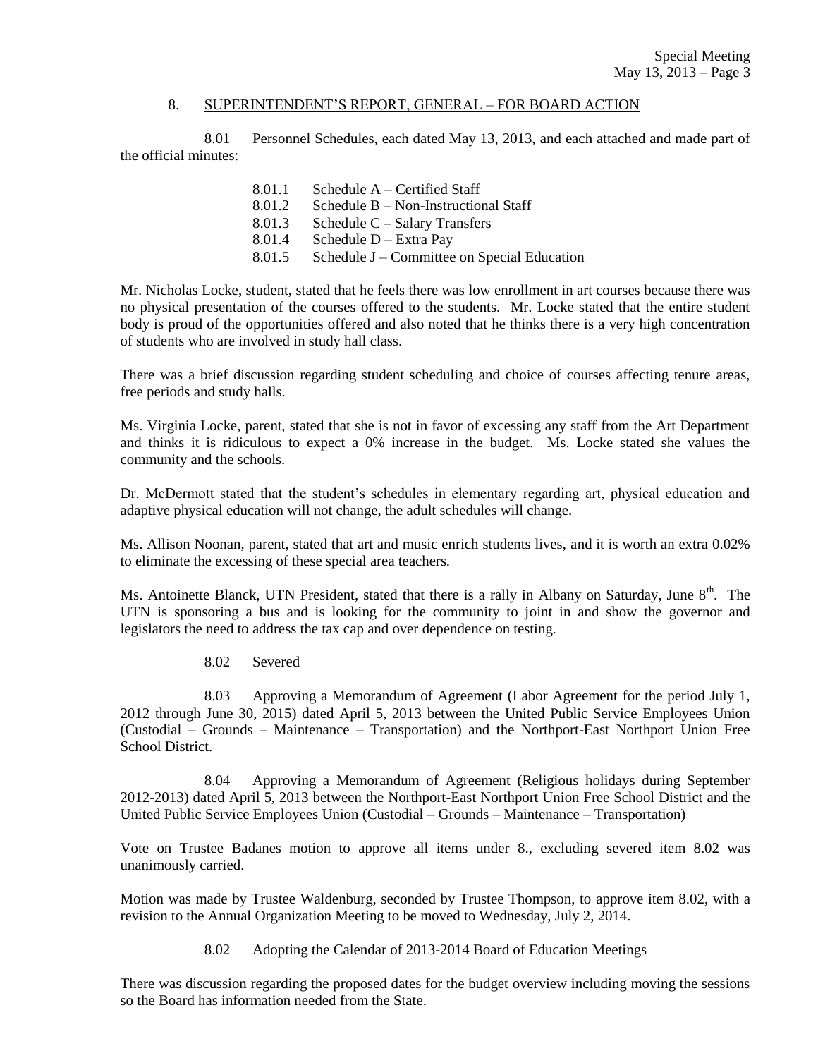8. SUPERINTENDENT'S REPORT, GENERAL – FOR BOARD ACTION

8.01 Personnel Schedules, each dated May 13, 2013, and each attached and made part of the official minutes:

- 8.01.1 Schedule A – Certified Staff
- 8.01.2 Schedule B – Non-Instructional Staff
- 8.01.3 Schedule C – Salary Transfers
- 8.01.4 Schedule D – Extra Pay
- 8.01.5 Schedule J – Committee on Special Education

Mr. Nicholas Locke, student, stated that he feels there was low enrollment in art courses because there was no physical presentation of the courses offered to the students. Mr. Locke stated that the entire student body is proud of the opportunities offered and also noted that he thinks there is a very high concentration of students who are involved in study hall class.

There was a brief discussion regarding student scheduling and choice of courses affecting tenure areas, free periods and study halls.

Ms. Virginia Locke, parent, stated that she is not in favor of excessing any staff from the Art Department and thinks it is ridiculous to expect a 0% increase in the budget. Ms. Locke stated she values the community and the schools.

Dr. McDermott stated that the student's schedules in elementary regarding art, physical education and adaptive physical education will not change, the adult schedules will change.

Ms. Allison Noonan, parent, stated that art and music enrich students lives, and it is worth an extra 0.02% to eliminate the excessing of these special area teachers.

Ms. Antoinette Blanck, UTN President, stated that there is a rally in Albany on Saturday, June 8th. The UTN is sponsoring a bus and is looking for the community to joint in and show the governor and legislators the need to address the tax cap and over dependence on testing.

8.02 Severed

8.03 Approving a Memorandum of Agreement (Labor Agreement for the period July 1, 2012 through June 30, 2015) dated April 5, 2013 between the United Public Service Employees Union (Custodial – Grounds – Maintenance – Transportation) and the Northport-East Northport Union Free School District.

8.04 Approving a Memorandum of Agreement (Religious holidays during September 2012-2013) dated April 5, 2013 between the Northport-East Northport Union Free School District and the United Public Service Employees Union (Custodial – Grounds – Maintenance – Transportation)

Vote on Trustee Badanes motion to approve all items under 8., excluding severed item 8.02 was unanimously carried.

Motion was made by Trustee Waldenburg, seconded by Trustee Thompson, to approve item 8.02, with a revision to the Annual Organization Meeting to be moved to Wednesday, July 2, 2014.

8.02 Adopting the Calendar of 2013-2014 Board of Education Meetings

There was discussion regarding the proposed dates for the budget overview including moving the sessions so the Board has information needed from the State.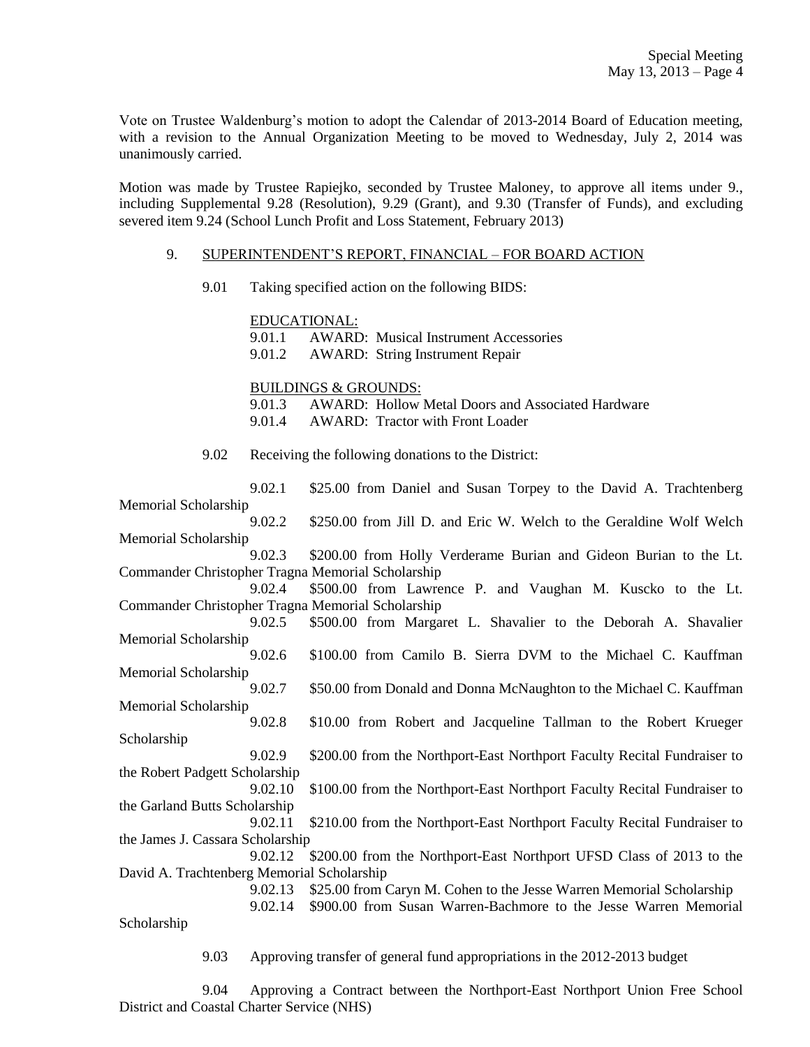Vote on Trustee Waldenburg's motion to adopt the Calendar of 2013-2014 Board of Education meeting, with a revision to the Annual Organization Meeting to be moved to Wednesday, July 2, 2014 was unanimously carried.

Motion was made by Trustee Rapiejko, seconded by Trustee Maloney, to approve all items under 9., including Supplemental 9.28 (Resolution), 9.29 (Grant), and 9.30 (Transfer of Funds), and excluding severed item 9.24 (School Lunch Profit and Loss Statement, February 2013)

9. SUPERINTENDENT'S REPORT, FINANCIAL – FOR BOARD ACTION

9.01 Taking specified action on the following BIDS:

EDUCATIONAL:
9.01.1 AWARD: Musical Instrument Accessories
9.01.2 AWARD: String Instrument Repair

BUILDINGS & GROUNDS:
9.01.3 AWARD: Hollow Metal Doors and Associated Hardware
9.01.4 AWARD: Tractor with Front Loader

9.02 Receiving the following donations to the District:

9.02.1 $25.00 from Daniel and Susan Torpey to the David A. Trachtenberg Memorial Scholarship
9.02.2 $250.00 from Jill D. and Eric W. Welch to the Geraldine Wolf Welch Memorial Scholarship
9.02.3 $200.00 from Holly Verderame Burian and Gideon Burian to the Lt. Commander Christopher Tragna Memorial Scholarship
9.02.4 $500.00 from Lawrence P. and Vaughan M. Kuscko to the Lt. Commander Christopher Tragna Memorial Scholarship
9.02.5 $500.00 from Margaret L. Shavalier to the Deborah A. Shavalier Memorial Scholarship
9.02.6 $100.00 from Camilo B. Sierra DVM to the Michael C. Kauffman Memorial Scholarship
9.02.7 $50.00 from Donald and Donna McNaughton to the Michael C. Kauffman Memorial Scholarship
9.02.8 $10.00 from Robert and Jacqueline Tallman to the Robert Krueger Scholarship
9.02.9 $200.00 from the Northport-East Northport Faculty Recital Fundraiser to the Robert Padgett Scholarship
9.02.10 $100.00 from the Northport-East Northport Faculty Recital Fundraiser to the Garland Butts Scholarship
9.02.11 $210.00 from the Northport-East Northport Faculty Recital Fundraiser to the James J. Cassara Scholarship
9.02.12 $200.00 from the Northport-East Northport UFSD Class of 2013 to the David A. Trachtenberg Memorial Scholarship
9.02.13 $25.00 from Caryn M. Cohen to the Jesse Warren Memorial Scholarship
9.02.14 $900.00 from Susan Warren-Bachmore to the Jesse Warren Memorial Scholarship

9.03 Approving transfer of general fund appropriations in the 2012-2013 budget

9.04 Approving a Contract between the Northport-East Northport Union Free School District and Coastal Charter Service (NHS)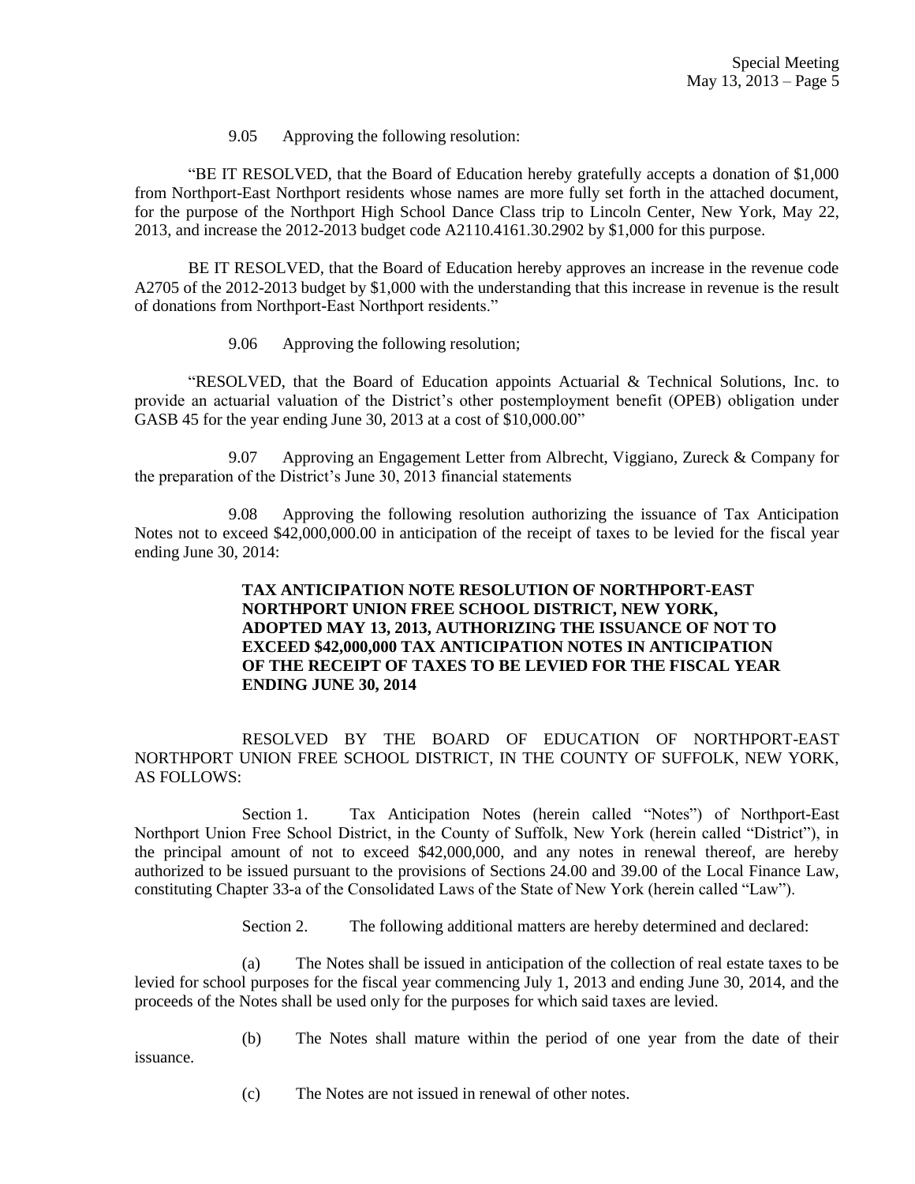9.05 Approving the following resolution:

"BE IT RESOLVED, that the Board of Education hereby gratefully accepts a donation of $1,000 from Northport-East Northport residents whose names are more fully set forth in the attached document, for the purpose of the Northport High School Dance Class trip to Lincoln Center, New York, May 22, 2013, and increase the 2012-2013 budget code A2110.4161.30.2902 by $1,000 for this purpose.

BE IT RESOLVED, that the Board of Education hereby approves an increase in the revenue code A2705 of the 2012-2013 budget by $1,000 with the understanding that this increase in revenue is the result of donations from Northport-East Northport residents."

9.06 Approving the following resolution;

"RESOLVED, that the Board of Education appoints Actuarial & Technical Solutions, Inc. to provide an actuarial valuation of the District's other postemployment benefit (OPEB) obligation under GASB 45 for the year ending June 30, 2013 at a cost of $10,000.00"

9.07 Approving an Engagement Letter from Albrecht, Viggiano, Zureck & Company for the preparation of the District's June 30, 2013 financial statements

9.08 Approving the following resolution authorizing the issuance of Tax Anticipation Notes not to exceed $42,000,000.00 in anticipation of the receipt of taxes to be levied for the fiscal year ending June 30, 2014:

**TAX ANTICIPATION NOTE RESOLUTION OF NORTHPORT-EAST NORTHPORT UNION FREE SCHOOL DISTRICT, NEW YORK, ADOPTED MAY 13, 2013, AUTHORIZING THE ISSUANCE OF NOT TO EXCEED $42,000,000 TAX ANTICIPATION NOTES IN ANTICIPATION OF THE RECEIPT OF TAXES TO BE LEVIED FOR THE FISCAL YEAR ENDING JUNE 30, 2014**

RESOLVED BY THE BOARD OF EDUCATION OF NORTHPORT-EAST NORTHPORT UNION FREE SCHOOL DISTRICT, IN THE COUNTY OF SUFFOLK, NEW YORK, AS FOLLOWS:

Section 1. Tax Anticipation Notes (herein called "Notes") of Northport-East Northport Union Free School District, in the County of Suffolk, New York (herein called "District"), in the principal amount of not to exceed $42,000,000, and any notes in renewal thereof, are hereby authorized to be issued pursuant to the provisions of Sections 24.00 and 39.00 of the Local Finance Law, constituting Chapter 33-a of the Consolidated Laws of the State of New York (herein called "Law").

Section 2. The following additional matters are hereby determined and declared:

(a) The Notes shall be issued in anticipation of the collection of real estate taxes to be levied for school purposes for the fiscal year commencing July 1, 2013 and ending June 30, 2014, and the proceeds of the Notes shall be used only for the purposes for which said taxes are levied.

(b) The Notes shall mature within the period of one year from the date of their issuance.

(c) The Notes are not issued in renewal of other notes.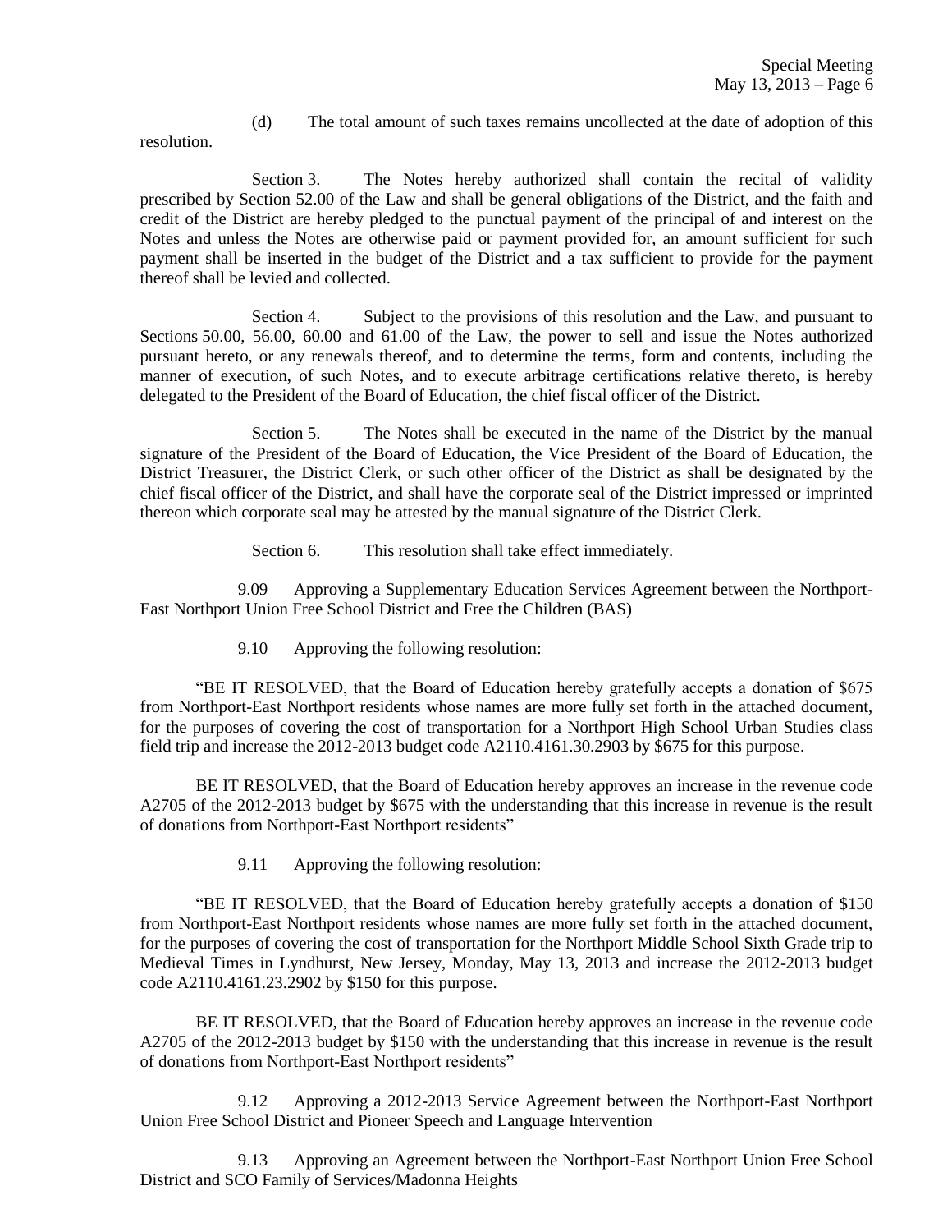(d) The total amount of such taxes remains uncollected at the date of adoption of this resolution.

Section 3. The Notes hereby authorized shall contain the recital of validity prescribed by Section 52.00 of the Law and shall be general obligations of the District, and the faith and credit of the District are hereby pledged to the punctual payment of the principal of and interest on the Notes and unless the Notes are otherwise paid or payment provided for, an amount sufficient for such payment shall be inserted in the budget of the District and a tax sufficient to provide for the payment thereof shall be levied and collected.

Section 4. Subject to the provisions of this resolution and the Law, and pursuant to Sections 50.00, 56.00, 60.00 and 61.00 of the Law, the power to sell and issue the Notes authorized pursuant hereto, or any renewals thereof, and to determine the terms, form and contents, including the manner of execution, of such Notes, and to execute arbitrage certifications relative thereto, is hereby delegated to the President of the Board of Education, the chief fiscal officer of the District.

Section 5. The Notes shall be executed in the name of the District by the manual signature of the President of the Board of Education, the Vice President of the Board of Education, the District Treasurer, the District Clerk, or such other officer of the District as shall be designated by the chief fiscal officer of the District, and shall have the corporate seal of the District impressed or imprinted thereon which corporate seal may be attested by the manual signature of the District Clerk.

Section 6. This resolution shall take effect immediately.

9.09 Approving a Supplementary Education Services Agreement between the Northport-East Northport Union Free School District and Free the Children (BAS)

9.10 Approving the following resolution:

"BE IT RESOLVED, that the Board of Education hereby gratefully accepts a donation of $675 from Northport-East Northport residents whose names are more fully set forth in the attached document, for the purposes of covering the cost of transportation for a Northport High School Urban Studies class field trip and increase the 2012-2013 budget code A2110.4161.30.2903 by $675 for this purpose.

BE IT RESOLVED, that the Board of Education hereby approves an increase in the revenue code A2705 of the 2012-2013 budget by $675 with the understanding that this increase in revenue is the result of donations from Northport-East Northport residents"

9.11 Approving the following resolution:

"BE IT RESOLVED, that the Board of Education hereby gratefully accepts a donation of $150 from Northport-East Northport residents whose names are more fully set forth in the attached document, for the purposes of covering the cost of transportation for the Northport Middle School Sixth Grade trip to Medieval Times in Lyndhurst, New Jersey, Monday, May 13, 2013 and increase the 2012-2013 budget code A2110.4161.23.2902 by $150 for this purpose.

BE IT RESOLVED, that the Board of Education hereby approves an increase in the revenue code A2705 of the 2012-2013 budget by $150 with the understanding that this increase in revenue is the result of donations from Northport-East Northport residents"

9.12 Approving a 2012-2013 Service Agreement between the Northport-East Northport Union Free School District and Pioneer Speech and Language Intervention

9.13 Approving an Agreement between the Northport-East Northport Union Free School District and SCO Family of Services/Madonna Heights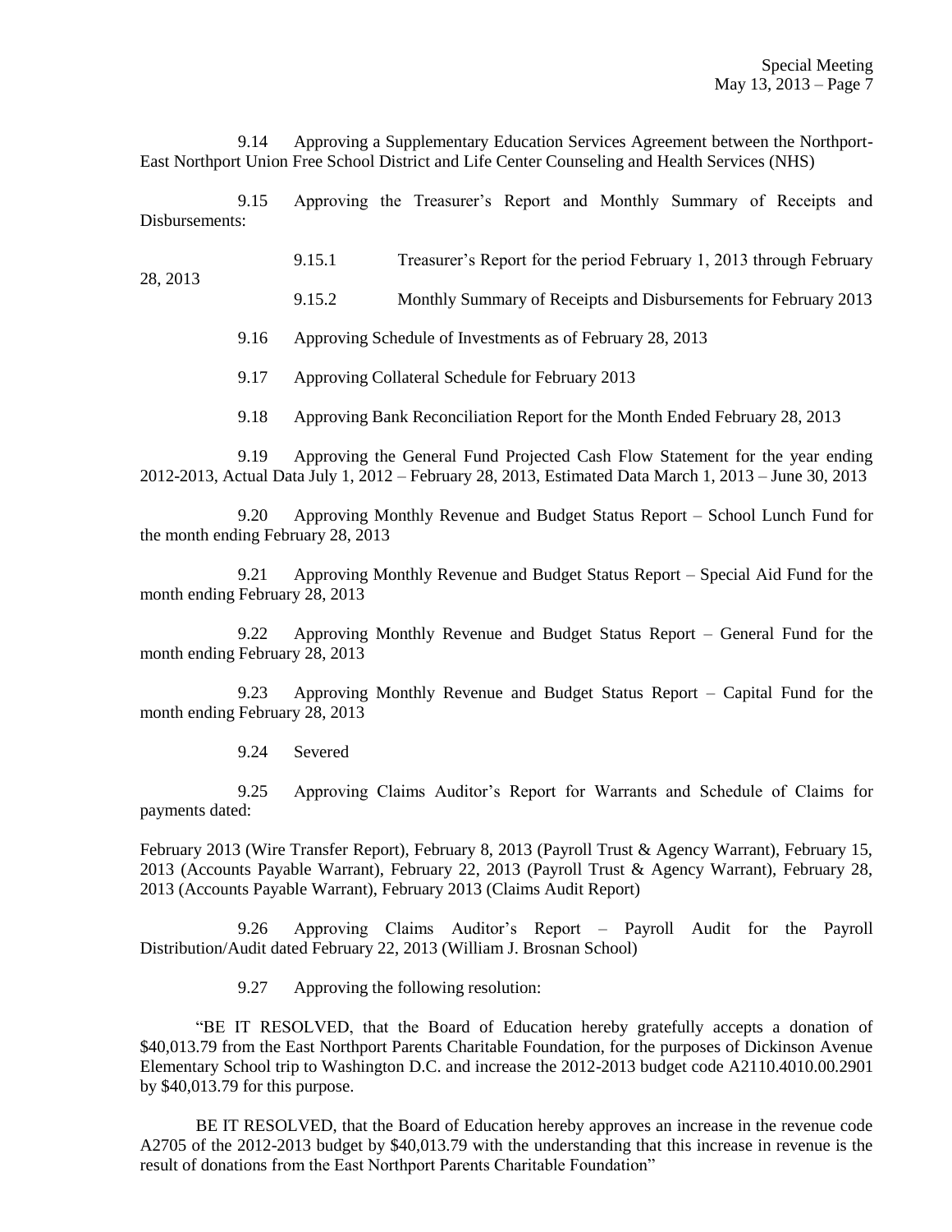9.14 Approving a Supplementary Education Services Agreement between the Northport-East Northport Union Free School District and Life Center Counseling and Health Services (NHS)

9.15 Approving the Treasurer's Report and Monthly Summary of Receipts and Disbursements:

9.15.1 Treasurer's Report for the period February 1, 2013 through February 28, 2013

9.15.2 Monthly Summary of Receipts and Disbursements for February 2013

9.16 Approving Schedule of Investments as of February 28, 2013

9.17 Approving Collateral Schedule for February 2013

9.18 Approving Bank Reconciliation Report for the Month Ended February 28, 2013

9.19 Approving the General Fund Projected Cash Flow Statement for the year ending 2012-2013, Actual Data July 1, 2012 – February 28, 2013, Estimated Data March 1, 2013 – June 30, 2013

9.20 Approving Monthly Revenue and Budget Status Report – School Lunch Fund for the month ending February 28, 2013

9.21 Approving Monthly Revenue and Budget Status Report – Special Aid Fund for the month ending February 28, 2013

9.22 Approving Monthly Revenue and Budget Status Report – General Fund for the month ending February 28, 2013

9.23 Approving Monthly Revenue and Budget Status Report – Capital Fund for the month ending February 28, 2013

9.24 Severed

9.25 Approving Claims Auditor's Report for Warrants and Schedule of Claims for payments dated:

February 2013 (Wire Transfer Report), February 8, 2013 (Payroll Trust & Agency Warrant), February 15, 2013 (Accounts Payable Warrant), February 22, 2013 (Payroll Trust & Agency Warrant), February 28, 2013 (Accounts Payable Warrant), February 2013 (Claims Audit Report)

9.26 Approving Claims Auditor's Report – Payroll Audit for the Payroll Distribution/Audit dated February 22, 2013 (William J. Brosnan School)

9.27 Approving the following resolution:

"BE IT RESOLVED, that the Board of Education hereby gratefully accepts a donation of $40,013.79 from the East Northport Parents Charitable Foundation, for the purposes of Dickinson Avenue Elementary School trip to Washington D.C. and increase the 2012-2013 budget code A2110.4010.00.2901 by $40,013.79 for this purpose.

BE IT RESOLVED, that the Board of Education hereby approves an increase in the revenue code A2705 of the 2012-2013 budget by $40,013.79 with the understanding that this increase in revenue is the result of donations from the East Northport Parents Charitable Foundation"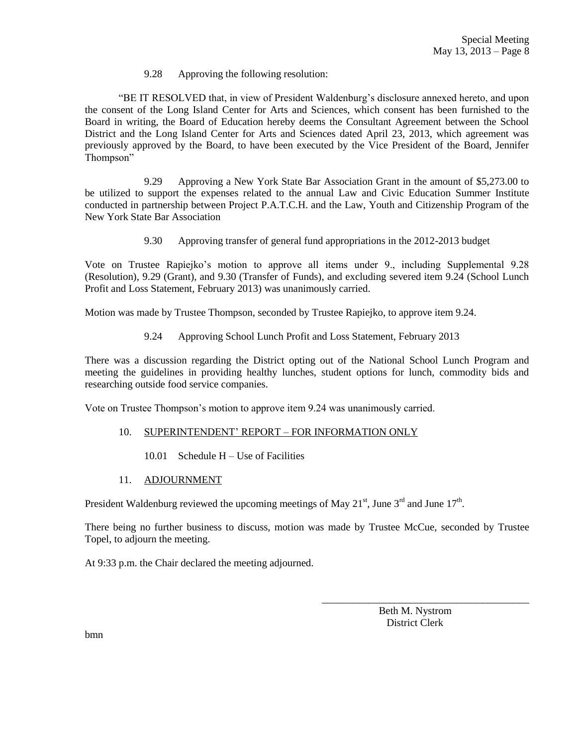9.28 Approving the following resolution:

"BE IT RESOLVED that, in view of President Waldenburg's disclosure annexed hereto, and upon the consent of the Long Island Center for Arts and Sciences, which consent has been furnished to the Board in writing, the Board of Education hereby deems the Consultant Agreement between the School District and the Long Island Center for Arts and Sciences dated April 23, 2013, which agreement was previously approved by the Board, to have been executed by the Vice President of the Board, Jennifer Thompson"

9.29 Approving a New York State Bar Association Grant in the amount of $5,273.00 to be utilized to support the expenses related to the annual Law and Civic Education Summer Institute conducted in partnership between Project P.A.T.C.H. and the Law, Youth and Citizenship Program of the New York State Bar Association

9.30 Approving transfer of general fund appropriations in the 2012-2013 budget

Vote on Trustee Rapiejko's motion to approve all items under 9., including Supplemental 9.28 (Resolution), 9.29 (Grant), and 9.30 (Transfer of Funds), and excluding severed item 9.24 (School Lunch Profit and Loss Statement, February 2013) was unanimously carried.

Motion was made by Trustee Thompson, seconded by Trustee Rapiejko, to approve item 9.24.

9.24 Approving School Lunch Profit and Loss Statement, February 2013

There was a discussion regarding the District opting out of the National School Lunch Program and meeting the guidelines in providing healthy lunches, student options for lunch, commodity bids and researching outside food service companies.

Vote on Trustee Thompson's motion to approve item 9.24 was unanimously carried.

10. SUPERINTENDENT' REPORT – FOR INFORMATION ONLY

10.01 Schedule H – Use of Facilities

11. ADJOURNMENT

President Waldenburg reviewed the upcoming meetings of May 21st, June 3rd and June 17th.

There being no further business to discuss, motion was made by Trustee McCue, seconded by Trustee Topel, to adjourn the meeting.

At 9:33 p.m. the Chair declared the meeting adjourned.

\_\_\_\_\_\_\_\_\_\_\_\_\_\_\_\_\_\_\_\_\_\_\_\_\_\_\_\_\_\_\_\_\_\_\_\_\_\_\_\_

Beth M. Nystrom
District Clerk

bmn